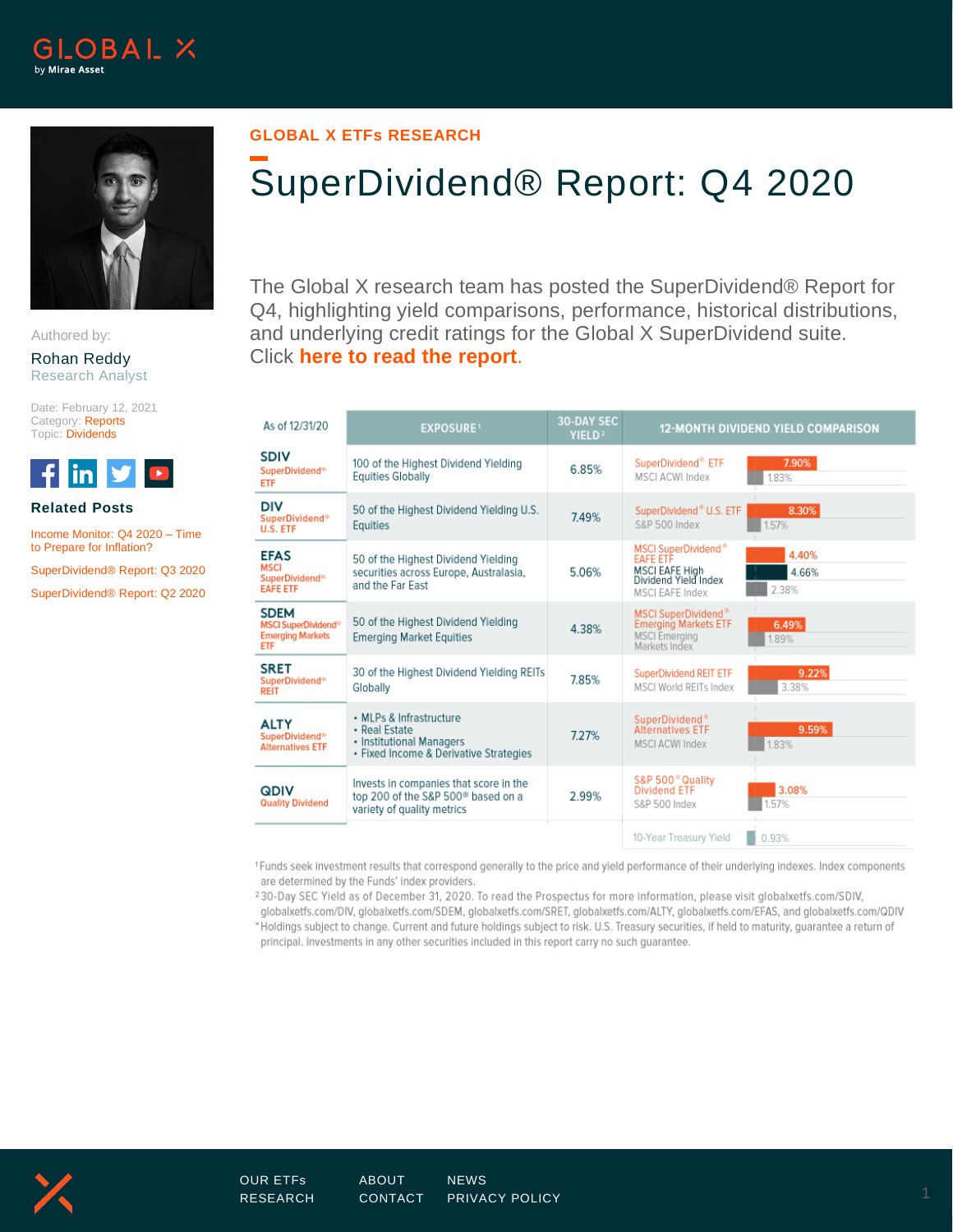GLOBAL X by Mirae Asset

Authored by:

Rohan Reddy
Research Analyst

Date: February 12, 2021
Category: Reports
Topic: Dividends

**Related Posts**

Income Monitor: Q4 2020 – Time to Prepare for Inflation?

SuperDividend® Report: Q3 2020

SuperDividend® Report: Q2 2020

GLOBAL X ETFs RESEARCH

# SuperDividend® Report: Q4 2020

The Global X research team has posted the SuperDividend® Report for Q4, highlighting yield comparisons, performance, historical distributions, and underlying credit ratings for the Global X SuperDividend suite. Click **here to read the report**.

| As of 12/31/20 | EXPOSURE[1] | 30-DAY SEC YIELD[2] | 12-MONTH DIVIDEND YIELD COMPARISON | |
|---|---|---|---|---|
| **SDIV** SuperDividend® ETF | 100 of the Highest Dividend Yielding Equities Globally | 6.85% | SuperDividend® ETF | 7.90% |
| | | | MSCI ACWI Index | 1.83% |
| **DIV** SuperDividend® U.S. ETF | 50 of the Highest Dividend Yielding U.S. Equities | 7.49% | SuperDividend® U.S. ETF | 8.30% |
| | | | S&P 500 Index | 1.57% |
| **EFAS** MSCI SuperDividend® EAFE ETF | 50 of the Highest Dividend Yielding securities across Europe, Australasia, and the Far East | 5.06% | MSCI SuperDividend® EAFE ETF | 4.40% |
| | | | MSCI EAFE High Dividend Yield Index | 4.66% |
| | | | MSCI EAFE Index | 2.38% |
| **SDEM** MSCI SuperDividend® Emerging Markets ETF | 50 of the Highest Dividend Yielding Emerging Market Equities | 4.38% | MSCI SuperDividend® Emerging Markets ETF | 6.49% |
| | | | MSCI Emerging Markets Index | 1.89% |
| **SRET** SuperDividend® REIT | 30 of the Highest Dividend Yielding REITs Globally | 7.85% | SuperDividend REIT ETF | 9.22% |
| | | | MSCI World REITs Index | 3.38% |
| **ALTY** SuperDividend® Alternatives ETF | • MLPs & Infrastructure • Real Estate • Institutional Managers • Fixed Income & Derivative Strategies | 7.27% | SuperDividend® Alternatives ETF | 9.59% |
| | | | MSCI ACWI Index | 1.83% |
| **QDIV** Quality Dividend | Invests in companies that score in the top 200 of the S&P 500® based on a variety of quality metrics | 2.99% | S&P 500® Quality Dividend ETF | 3.08% |
| | | | S&P 500 Index | 1.57% |
| | | | 10-Year Treasury Yield | 0.93% |

[1] Funds seek investment results that correspond generally to the price and yield performance of their underlying indexes. Index components are determined by the Funds' index providers.

[2] 30-Day SEC Yield as of December 31, 2020. To read the Prospectus for more information, please visit globalxetfs.com/SDIV, globalxetfs.com/DIV, globalxetfs.com/SDEM, globalxetfs.com/SRET, globalxetfs.com/ALTY, globalxetfs.com/EFAS, and globalxetfs.com/QDIV

*Holdings subject to change. Current and future holdings subject to risk. U.S. Treasury securities, if held to maturity, guarantee a return of principal. Investments in any other securities included in this report carry no such guarantee.

OUR ETFs RESEARCH ABOUT CONTACT NEWS PRIVACY POLICY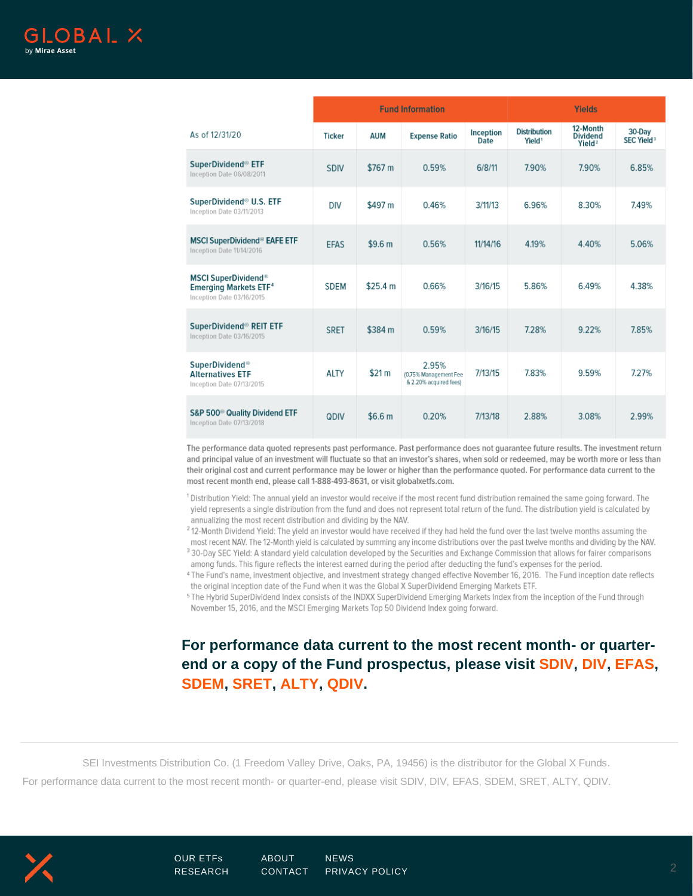| As of 12/31/20 | Fund Information | | | | Yields | | |
|---|---|---|---|---|---|---|---|
| | Ticker | AUM | Expense Ratio | Inception Date | Distribution Yield[1] | 12-Month Dividend Yield[2] | 30-Day SEC Yield[3] |
| **SuperDividend® ETF** Inception Date 06/08/2011 | SDIV | $767 m | 0.59% | 6/8/11 | 7.90% | 7.90% | 6.85% |
| **SuperDividend® U.S. ETF** Inception Date 03/11/2013 | DIV | $497 m | 0.46% | 3/11/13 | 6.96% | 8.30% | 7.49% |
| **MSCI SuperDividend® EAFE ETF** Inception Date 11/14/2016 | EFAS | $9.6 m | 0.56% | 11/14/16 | 4.19% | 4.40% | 5.06% |
| **MSCI SuperDividend® Emerging Markets ETF[4]** Inception Date 03/16/2015 | SDEM | $25.4 m | 0.66% | 3/16/15 | 5.86% | 6.49% | 4.38% |
| **SuperDividend® REIT ETF** Inception Date 03/16/2015 | SRET | $384 m | 0.59% | 3/16/15 | 7.28% | 9.22% | 7.85% |
| **SuperDividend® Alternatives ETF** Inception Date 07/13/2015 | ALTY | $21 m | 2.95% (0.75% Management Fee & 2.20% acquired fees) | 7/13/15 | 7.83% | 9.59% | 7.27% |
| **S&P 500® Quality Dividend ETF** Inception Date 07/13/2018 | QDIV | $6.6 m | 0.20% | 7/13/18 | 2.88% | 3.08% | 2.99% |

The performance data quoted represents past performance. Past performance does not guarantee future results. The investment return and principal value of an investment will fluctuate so that an investor's shares, when sold or redeemed, may be worth more or less than their original cost and current performance may be lower or higher than the performance quoted. For performance data current to the most recent month end, please call 1-888-493-8631, or visit globalxetfs.com.

[1] Distribution Yield: The annual yield an investor would receive if the most recent fund distribution remained the same going forward. The yield represents a single distribution from the fund and does not represent total return of the fund. The distribution yield is calculated by annualizing the most recent distribution and dividing by the NAV.

[2] 12-Month Dividend Yield: The yield an investor would have received if they had held the fund over the last twelve months assuming the most recent NAV. The 12-Month yield is calculated by summing any income distributions over the past twelve months and dividing by the NAV.

[3] 30-Day SEC Yield: A standard yield calculation developed by the Securities and Exchange Commission that allows for fairer comparisons among funds. This figure reflects the interest earned during the period after deducting the fund's expenses for the period.

[4] The Fund's name, investment objective, and investment strategy changed effective November 16, 2016. The Fund inception date reflects the original inception date of the Fund when it was the Global X SuperDividend Emerging Markets ETF.

[5] The Hybrid SuperDividend Index consists of the INDXX SuperDividend Emerging Markets Index from the inception of the Fund through November 15, 2016, and the MSCI Emerging Markets Top 50 Dividend Index going forward.

**For performance data current to the most recent month- or quarter-end or a copy of the Fund prospectus, please visit SDIV, DIV, EFAS, SDEM, SRET, ALTY, QDIV.**

SEI Investments Distribution Co. (1 Freedom Valley Drive, Oaks, PA, 19456) is the distributor for the Global X Funds.

For performance data current to the most recent month- or quarter-end, please visit SDIV, DIV, EFAS, SDEM, SRET, ALTY, QDIV.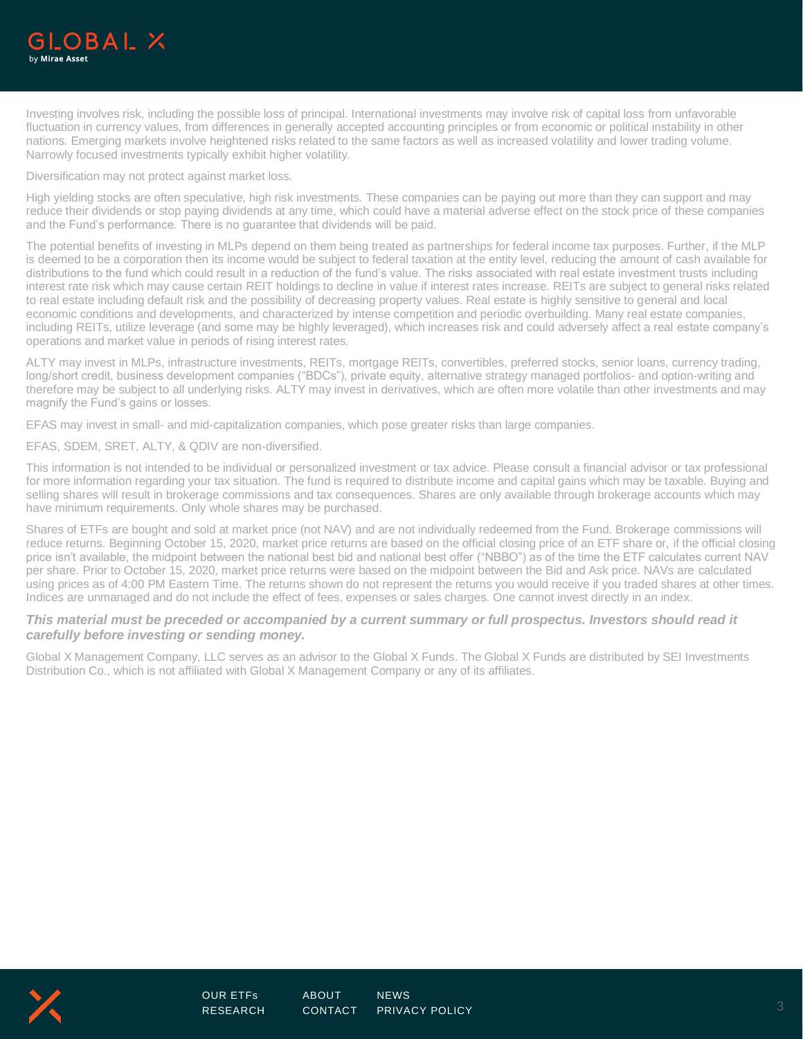Investing involves risk, including the possible loss of principal. International investments may involve risk of capital loss from unfavorable fluctuation in currency values, from differences in generally accepted accounting principles or from economic or political instability in other nations. Emerging markets involve heightened risks related to the same factors as well as increased volatility and lower trading volume. Narrowly focused investments typically exhibit higher volatility.

Diversification may not protect against market loss.

High yielding stocks are often speculative, high risk investments. These companies can be paying out more than they can support and may reduce their dividends or stop paying dividends at any time, which could have a material adverse effect on the stock price of these companies and the Fund's performance. There is no guarantee that dividends will be paid.

The potential benefits of investing in MLPs depend on them being treated as partnerships for federal income tax purposes. Further, if the MLP is deemed to be a corporation then its income would be subject to federal taxation at the entity level, reducing the amount of cash available for distributions to the fund which could result in a reduction of the fund's value. The risks associated with real estate investment trusts including interest rate risk which may cause certain REIT holdings to decline in value if interest rates increase. REITs are subject to general risks related to real estate including default risk and the possibility of decreasing property values. Real estate is highly sensitive to general and local economic conditions and developments, and characterized by intense competition and periodic overbuilding. Many real estate companies, including REITs, utilize leverage (and some may be highly leveraged), which increases risk and could adversely affect a real estate company's operations and market value in periods of rising interest rates.

ALTY may invest in MLPs, infrastructure investments, REITs, mortgage REITs, convertibles, preferred stocks, senior loans, currency trading, long/short credit, business development companies ("BDCs"), private equity, alternative strategy managed portfolios- and option-writing and therefore may be subject to all underlying risks. ALTY may invest in derivatives, which are often more volatile than other investments and may magnify the Fund's gains or losses.

EFAS may invest in small- and mid-capitalization companies, which pose greater risks than large companies.

EFAS, SDEM, SRET, ALTY, & QDIV are non-diversified.

This information is not intended to be individual or personalized investment or tax advice. Please consult a financial advisor or tax professional for more information regarding your tax situation. The fund is required to distribute income and capital gains which may be taxable. Buying and selling shares will result in brokerage commissions and tax consequences. Shares are only available through brokerage accounts which may have minimum requirements. Only whole shares may be purchased.

Shares of ETFs are bought and sold at market price (not NAV) and are not individually redeemed from the Fund. Brokerage commissions will reduce returns. Beginning October 15, 2020, market price returns are based on the official closing price of an ETF share or, if the official closing price isn't available, the midpoint between the national best bid and national best offer ("NBBO") as of the time the ETF calculates current NAV per share. Prior to October 15, 2020, market price returns were based on the midpoint between the Bid and Ask price. NAVs are calculated using prices as of 4:00 PM Eastern Time. The returns shown do not represent the returns you would receive if you traded shares at other times. Indices are unmanaged and do not include the effect of fees, expenses or sales charges. One cannot invest directly in an index.

***This material must be preceded or accompanied by a current summary or full prospectus. Investors should read it carefully before investing or sending money.***

Global X Management Company, LLC serves as an advisor to the Global X Funds. The Global X Funds are distributed by SEI Investments Distribution Co., which is not affiliated with Global X Management Company or any of its affiliates.